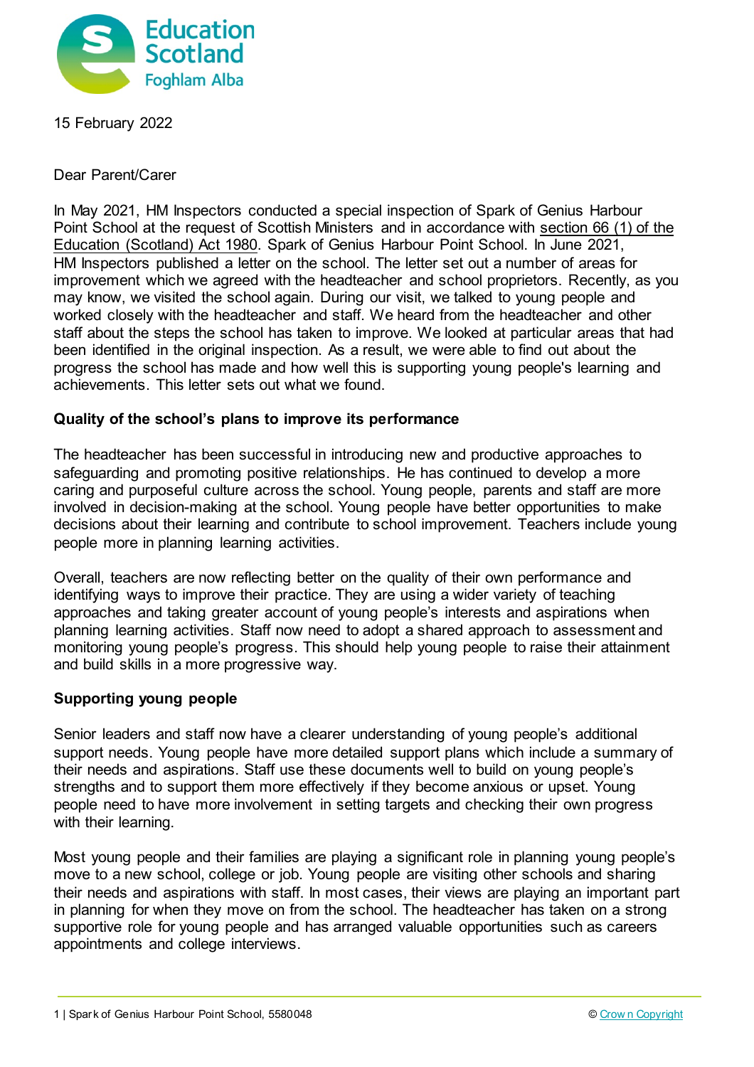15 February 2022

Dear Parent/Carer

In May 2021, HM Inspectors conducted a special inspection of Spark of Genius Harbour Point School at the request of Scottish Ministers and in accordance with section 66 (1) of the Education (Scotland) Act 1980. Spark of Genius Harbour Point School. In June 2021, HM Inspectors published a letter on the school. The letter set out a number of areas for improvement which we agreed with the headteacher and school proprietors. Recently, as you may know, we visited the school again. During our visit, we talked to young people and worked closely with the headteacher and staff. We heard from the headteacher and other staff about the steps the school has taken to improve. We looked at particular areas that had been identified in the original inspection. As a result, we were able to find out about the progress the school has made and how well this is supporting young people's learning and achievements. This letter sets out what we found.

**Quality of the school's plans to improve its performance**

The headteacher has been successful in introducing new and productive approaches to safeguarding and promoting positive relationships. He has continued to develop a more caring and purposeful culture across the school. Young people, parents and staff are more involved in decision-making at the school. Young people have better opportunities to make decisions about their learning and contribute to school improvement. Teachers include young people more in planning learning activities.

Overall, teachers are now reflecting better on the quality of their own performance and identifying ways to improve their practice. They are using a wider variety of teaching approaches and taking greater account of young people's interests and aspirations when planning learning activities. Staff now need to adopt a shared approach to assessment and monitoring young people's progress. This should help young people to raise their attainment and build skills in a more progressive way.

**Supporting young people**

Senior leaders and staff now have a clearer understanding of young people's additional support needs. Young people have more detailed support plans which include a summary of their needs and aspirations. Staff use these documents well to build on young people's strengths and to support them more effectively if they become anxious or upset. Young people need to have more involvement in setting targets and checking their own progress with their learning.

Most young people and their families are playing a significant role in planning young people's move to a new school, college or job. Young people are visiting other schools and sharing their needs and aspirations with staff. In most cases, their views are playing an important part in planning for when they move on from the school. The headteacher has taken on a strong supportive role for young people and has arranged valuable opportunities such as careers appointments and college interviews.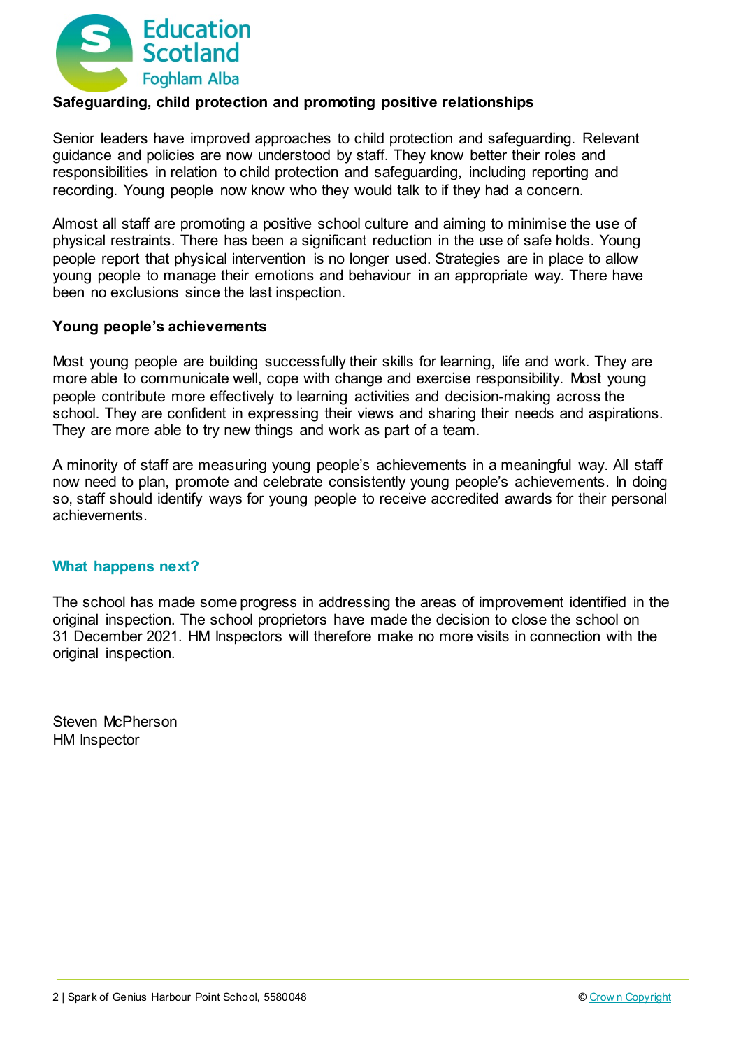## Safeguarding, child protection and promoting positive relationships

Senior leaders have improved approaches to child protection and safeguarding. Relevant guidance and policies are now understood by staff. They know better their roles and responsibilities in relation to child protection and safeguarding, including reporting and recording. Young people now know who they would talk to if they had a concern.

Almost all staff are promoting a positive school culture and aiming to minimise the use of physical restraints. There has been a significant reduction in the use of safe holds. Young people report that physical intervention is no longer used. Strategies are in place to allow young people to manage their emotions and behaviour in an appropriate way. There have been no exclusions since the last inspection.

## Young people's achievements

Most young people are building successfully their skills for learning, life and work. They are more able to communicate well, cope with change and exercise responsibility. Most young people contribute more effectively to learning activities and decision-making across the school. They are confident in expressing their views and sharing their needs and aspirations. They are more able to try new things and work as part of a team.

A minority of staff are measuring young people's achievements in a meaningful way. All staff now need to plan, promote and celebrate consistently young people's achievements. In doing so, staff should identify ways for young people to receive accredited awards for their personal achievements.

## What happens next?

The school has made some progress in addressing the areas of improvement identified in the original inspection. The school proprietors have made the decision to close the school on 31 December 2021. HM Inspectors will therefore make no more visits in connection with the original inspection.

Steven McPherson
HM Inspector